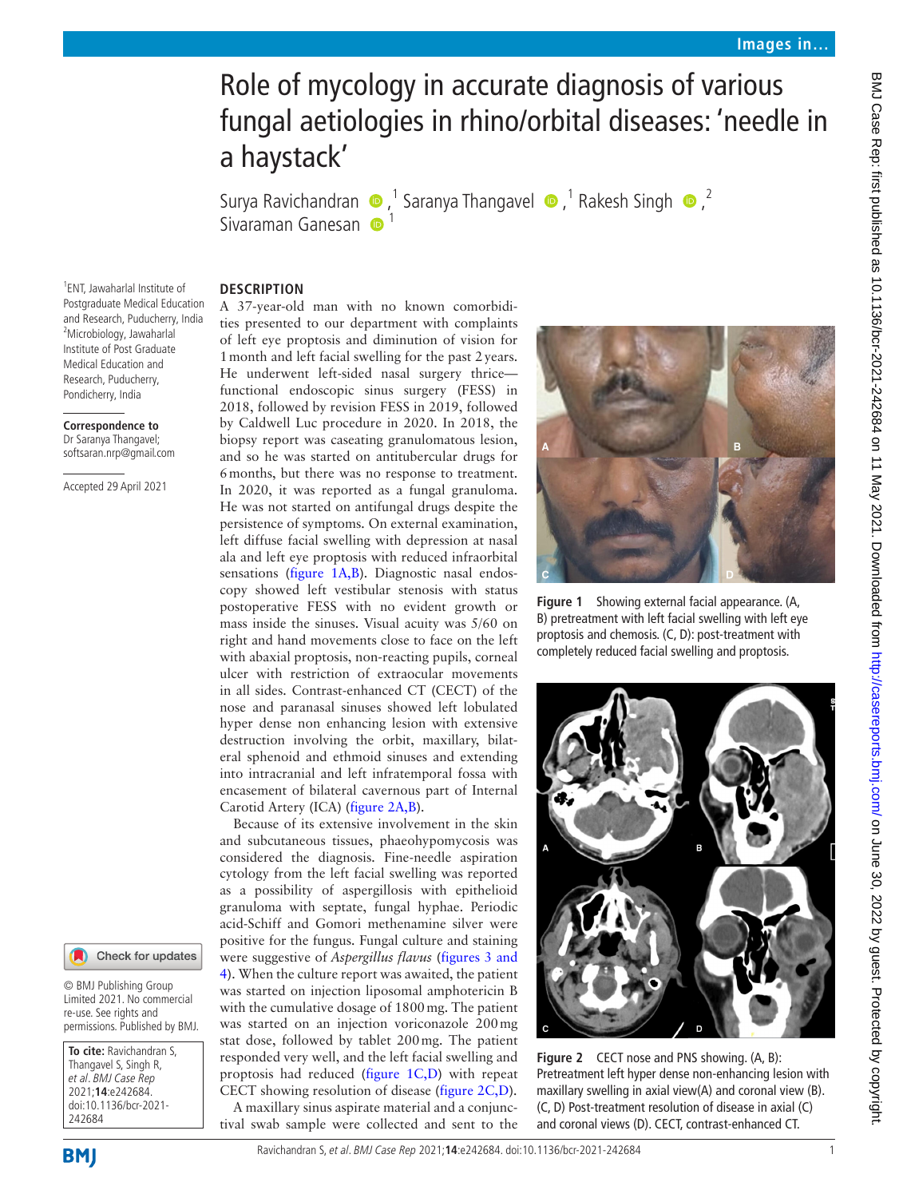# Role of mycology in accurate diagnosis of various fungal aetiologies in rhino/orbital diseases: 'needle in a haystack'

Surya Ravichandran[1], Saranya Thangavel[1], Rakesh Singh[2], Sivaraman Ganesan[1]

[1]ENT, Jawaharlal Institute of Postgraduate Medical Education and Research, Puducherry, India
[2]Microbiology, Jawaharlal Institute of Post Graduate Medical Education and Research, Puducherry, Pondicherry, India

**Correspondence to**
Dr Saranya Thangavel; softsaran.nrp@gmail.com

Accepted 29 April 2021

© BMJ Publishing Group Limited 2021. No commercial re-use. See rights and permissions. Published by BMJ.

**To cite:** Ravichandran S, Thangavel S, Singh R, *et al. BMJ Case Rep* 2021;**14**:e242684. doi:10.1136/bcr-2021-242684

## DESCRIPTION

A 37-year-old man with no known comorbidities presented to our department with complaints of left eye proptosis and diminution of vision for 1 month and left facial swelling for the past 2 years. He underwent left-sided nasal surgery thrice—functional endoscopic sinus surgery (FESS) in 2018, followed by revision FESS in 2019, followed by Caldwell Luc procedure in 2020. In 2018, the biopsy report was caseating granulomatous lesion, and so he was started on antitubercular drugs for 6 months, but there was no response to treatment. In 2020, it was reported as a fungal granuloma. He was not started on antifungal drugs despite the persistence of symptoms. On external examination, left diffuse facial swelling with depression at nasal ala and left eye proptosis with reduced infraorbital sensations (figure 1A,B). Diagnostic nasal endoscopy showed left vestibular stenosis with status postoperative FESS with no evident growth or mass inside the sinuses. Visual acuity was 5/60 on right and hand movements close to face on the left with abaxial proptosis, non-reacting pupils, corneal ulcer with restriction of extraocular movements in all sides. Contrast-enhanced CT (CECT) of the nose and paranasal sinuses showed left lobulated hyper dense non enhancing lesion with extensive destruction involving the orbit, maxillary, bilateral sphenoid and ethmoid sinuses and extending into intracranial and left infratemporal fossa with encasement of bilateral cavernous part of Internal Carotid Artery (ICA) (figure 2A,B).

Because of its extensive involvement in the skin and subcutaneous tissues, phaeohypomycosis was considered the diagnosis. Fine-needle aspiration cytology from the left facial swelling was reported as a possibility of aspergillosis with epithelioid granuloma with septate, fungal hyphae. Periodic acid-Schiff and Gomori methenamine silver were positive for the fungus. Fungal culture and staining were suggestive of *Aspergillus flavus* (figures 3 and 4). When the culture report was awaited, the patient was started on injection liposomal amphotericin B with the cumulative dosage of 1800 mg. The patient was started on an injection voriconazole 200 mg stat dose, followed by tablet 200 mg. The patient responded very well, and the left facial swelling and proptosis had reduced (figure 1C,D) with repeat CECT showing resolution of disease (figure 2C,D).

A maxillary sinus aspirate material and a conjunctival swab sample were collected and sent to the

Figure 1 Showing external facial appearance. (A, B) pretreatment with left facial swelling with left eye proptosis and chemosis. (C, D): post-treatment with completely reduced facial swelling and proptosis.

Figure 2 CECT nose and PNS showing. (A, B): Pretreatment left hyper dense non-enhancing lesion with maxillary swelling in axial view(A) and coronal view (B). (C, D) Post-treatment resolution of disease in axial (C) and coronal views (D). CECT, contrast-enhanced CT.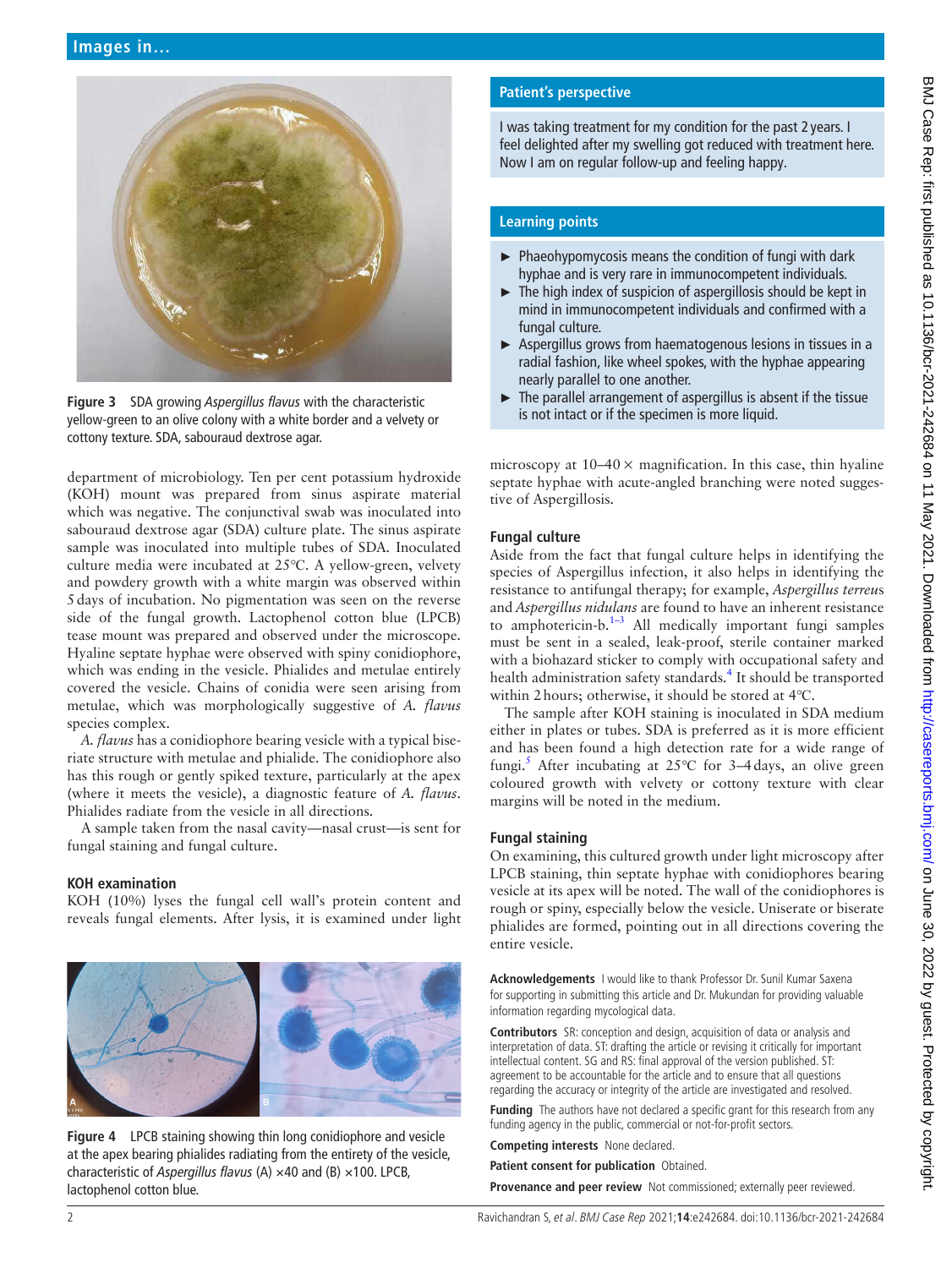**Figure 3** SDA growing *Aspergillus flavus* with the characteristic yellow-green to an olive colony with a white border and a velvety or cottony texture. SDA, sabouraud dextrose agar.

department of microbiology. Ten per cent potassium hydroxide (KOH) mount was prepared from sinus aspirate material which was negative. The conjunctival swab was inoculated into sabouraud dextrose agar (SDA) culture plate. The sinus aspirate sample was inoculated into multiple tubes of SDA. Inoculated culture media were incubated at 25°C. A yellow-green, velvety and powdery growth with a white margin was observed within 5 days of incubation. No pigmentation was seen on the reverse side of the fungal growth. Lactophenol cotton blue (LPCB) tease mount was prepared and observed under the microscope. Hyaline septate hyphae were observed with spiny conidiophore, which was ending in the vesicle. Phialides and metulae entirely covered the vesicle. Chains of conidia were seen arising from metulae, which was morphologically suggestive of *A. flavus* species complex.

*A. flavus* has a conidiophore bearing vesicle with a typical biseriate structure with metulae and phialide. The conidiophore also has this rough or gently spiked texture, particularly at the apex (where it meets the vesicle), a diagnostic feature of *A. flavus*. Phialides radiate from the vesicle in all directions.

A sample taken from the nasal cavity—nasal crust—is sent for fungal staining and fungal culture.

## KOH examination

KOH (10%) lyses the fungal cell wall's protein content and reveals fungal elements. After lysis, it is examined under light microscopy at 10–40 × magnification. In this case, thin hyaline septate hyphae with acute-angled branching were noted suggestive of Aspergillosis.

**Figure 4** LPCB staining showing thin long conidiophore and vesicle at the apex bearing phialides radiating from the entirety of the vesicle, characteristic of *Aspergillus flavus* (A) ×40 and (B) ×100. LPCB, lactophenol cotton blue.

## Patient's perspective

I was taking treatment for my condition for the past 2 years. I feel delighted after my swelling got reduced with treatment here. Now I am on regular follow-up and feeling happy.

## Learning points

- Phaeohypomycosis means the condition of fungi with dark hyphae and is very rare in immunocompetent individuals.
- The high index of suspicion of aspergillosis should be kept in mind in immunocompetent individuals and confirmed with a fungal culture.
- Aspergillus grows from haematogenous lesions in tissues in a radial fashion, like wheel spokes, with the hyphae appearing nearly parallel to one another.
- The parallel arrangement of aspergillus is absent if the tissue is not intact or if the specimen is more liquid.

## Fungal culture

Aside from the fact that fungal culture helps in identifying the species of Aspergillus infection, it also helps in identifying the resistance to antifungal therapy; for example, *Aspergillus terreus* and *Aspergillus nidulans* are found to have an inherent resistance to amphotericin-b.[1–3] All medically important fungi samples must be sent in a sealed, leak-proof, sterile container marked with a biohazard sticker to comply with occupational safety and health administration safety standards.[4] It should be transported within 2 hours; otherwise, it should be stored at 4°C.

The sample after KOH staining is inoculated in SDA medium either in plates or tubes. SDA is preferred as it is more efficient and has been found a high detection rate for a wide range of fungi.[5] After incubating at 25°C for 3–4 days, an olive green coloured growth with velvety or cottony texture with clear margins will be noted in the medium.

## Fungal staining

On examining, this cultured growth under light microscopy after LPCB staining, thin septate hyphae with conidiophores bearing vesicle at its apex will be noted. The wall of the conidiophores is rough or spiny, especially below the vesicle. Uniserate or biserate phialides are formed, pointing out in all directions covering the entire vesicle.

**Acknowledgements** I would like to thank Professor Dr. Sunil Kumar Saxena for supporting in submitting this article and Dr. Mukundan for providing valuable information regarding mycological data.

**Contributors** SR: conception and design, acquisition of data or analysis and interpretation of data. ST: drafting the article or revising it critically for important intellectual content. SG and RS: final approval of the version published. ST: agreement to be accountable for the article and to ensure that all questions regarding the accuracy or integrity of the article are investigated and resolved.

**Funding** The authors have not declared a specific grant for this research from any funding agency in the public, commercial or not-for-profit sectors.

**Competing interests** None declared.

**Patient consent for publication** Obtained.

**Provenance and peer review** Not commissioned; externally peer reviewed.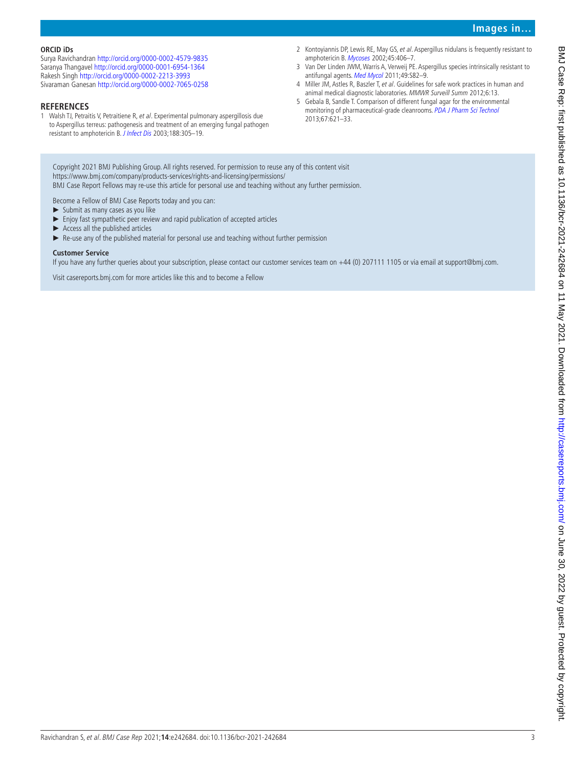**ORCID iDs**

Surya Ravichandran http://orcid.org/0000-0002-4579-9835
Saranya Thangavel http://orcid.org/0000-0001-6954-1364
Rakesh Singh http://orcid.org/0000-0002-2213-3993
Sivaraman Ganesan http://orcid.org/0000-0002-7065-0258

## REFERENCES

1. Walsh TJ, Petraitis V, Petraitiene R, *et al*. Experimental pulmonary aspergillosis due to Aspergillus terreus: pathogenesis and treatment of an emerging fungal pathogen resistant to amphotericin B. *J Infect Dis* 2003;188:305–19.
2. Kontoyiannis DP, Lewis RE, May GS, *et al*. Aspergillus nidulans is frequently resistant to amphotericin B. *Mycoses* 2002;45:406–7.
3. Van Der Linden JWM, Warris A, Verweij PE. Aspergillus species intrinsically resistant to antifungal agents. *Med Mycol* 2011;49:S82–9.
4. Miller JM, Astles R, Baszler T, *et al*. Guidelines for safe work practices in human and animal medical diagnostic laboratories. *MMWR Surveill Summ* 2012;6:13.
5. Gebala B, Sandle T. Comparison of different fungal agar for the environmental monitoring of pharmaceutical-grade cleanrooms. *PDA J Pharm Sci Technol* 2013;67:621–33.

Copyright 2021 BMJ Publishing Group. All rights reserved. For permission to reuse any of this content visit https://www.bmj.com/company/products-services/rights-and-licensing/permissions/
BMJ Case Report Fellows may re-use this article for personal use and teaching without any further permission.

Become a Fellow of BMJ Case Reports today and you can:

- ► Submit as many cases as you like
- ► Enjoy fast sympathetic peer review and rapid publication of accepted articles
- ► Access all the published articles
- ► Re-use any of the published material for personal use and teaching without further permission

**Customer Service**

If you have any further queries about your subscription, please contact our customer services team on +44 (0) 207111 1105 or via email at support@bmj.com.

Visit casereports.bmj.com for more articles like this and to become a Fellow